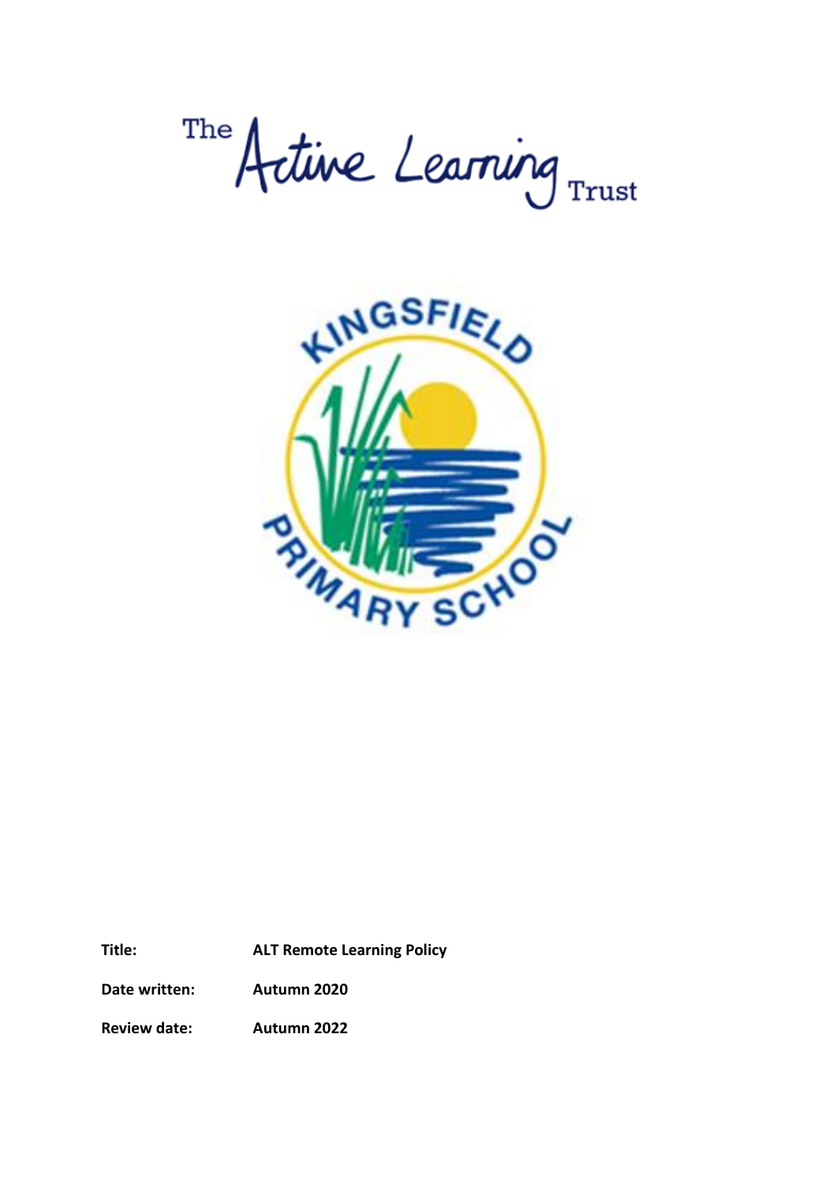The Active Learning Trust

KINGSFIELD PRIMARY SCHOOL

| | |
|---|---|
| **Title:** | **ALT Remote Learning Policy** |
| **Date written:** | **Autumn 2020** |
| **Review date:** | **Autumn 2022** |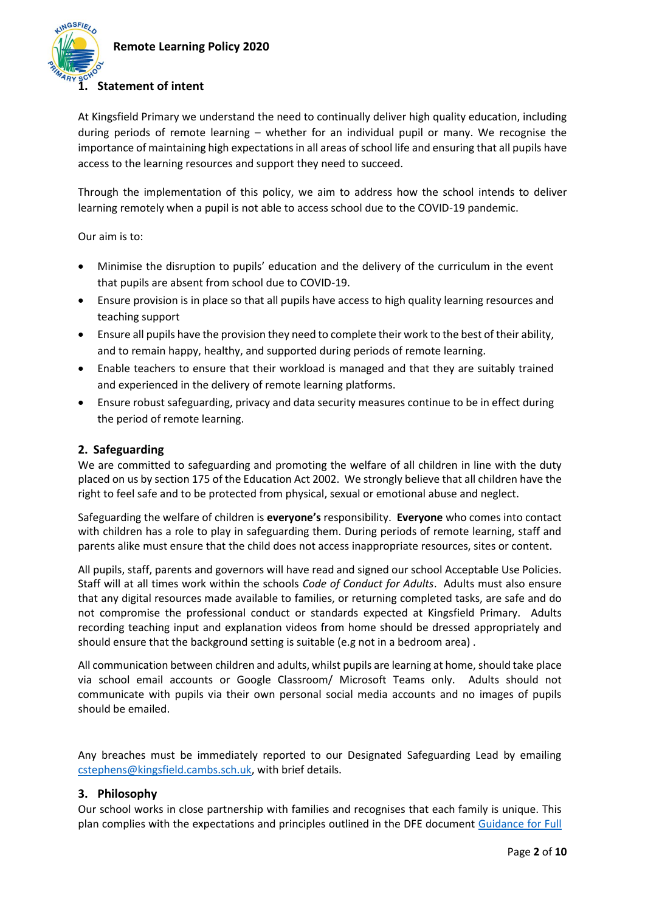## 1. Statement of intent

At Kingsfield Primary we understand the need to continually deliver high quality education, including during periods of remote learning – whether for an individual pupil or many. We recognise the importance of maintaining high expectations in all areas of school life and ensuring that all pupils have access to the learning resources and support they need to succeed.

Through the implementation of this policy, we aim to address how the school intends to deliver learning remotely when a pupil is not able to access school due to the COVID-19 pandemic.

Our aim is to:

- Minimise the disruption to pupils' education and the delivery of the curriculum in the event that pupils are absent from school due to COVID-19.
- Ensure provision is in place so that all pupils have access to high quality learning resources and teaching support
- Ensure all pupils have the provision they need to complete their work to the best of their ability, and to remain happy, healthy, and supported during periods of remote learning.
- Enable teachers to ensure that their workload is managed and that they are suitably trained and experienced in the delivery of remote learning platforms.
- Ensure robust safeguarding, privacy and data security measures continue to be in effect during the period of remote learning.

## 2. Safeguarding

We are committed to safeguarding and promoting the welfare of all children in line with the duty placed on us by section 175 of the Education Act 2002. We strongly believe that all children have the right to feel safe and to be protected from physical, sexual or emotional abuse and neglect.

Safeguarding the welfare of children is **everyone's** responsibility. **Everyone** who comes into contact with children has a role to play in safeguarding them. During periods of remote learning, staff and parents alike must ensure that the child does not access inappropriate resources, sites or content.

All pupils, staff, parents and governors will have read and signed our school Acceptable Use Policies. Staff will at all times work within the schools *Code of Conduct for Adults*. Adults must also ensure that any digital resources made available to families, or returning completed tasks, are safe and do not compromise the professional conduct or standards expected at Kingsfield Primary. Adults recording teaching input and explanation videos from home should be dressed appropriately and should ensure that the background setting is suitable (e.g not in a bedroom area) .

All communication between children and adults, whilst pupils are learning at home, should take place via school email accounts or Google Classroom/ Microsoft Teams only. Adults should not communicate with pupils via their own personal social media accounts and no images of pupils should be emailed.

Any breaches must be immediately reported to our Designated Safeguarding Lead by emailing [cstephens@kingsfield.cambs.sch.uk](mailto:cstephens@kingsfield.cambs.sch.uk), with brief details.

## 3. Philosophy

Our school works in close partnership with families and recognises that each family is unique. This plan complies with the expectations and principles outlined in the DFE document Guidance for Full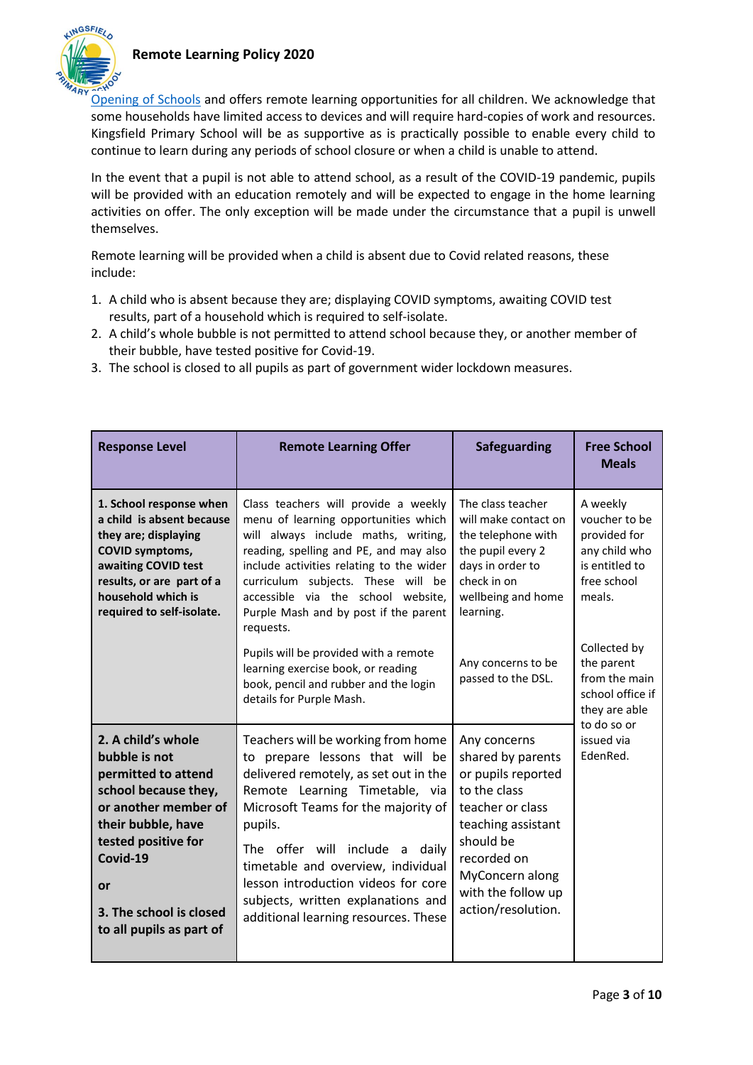Opening of Schools and offers remote learning opportunities for all children. We acknowledge that some households have limited access to devices and will require hard-copies of work and resources. Kingsfield Primary School will be as supportive as is practically possible to enable every child to continue to learn during any periods of school closure or when a child is unable to attend.

In the event that a pupil is not able to attend school, as a result of the COVID-19 pandemic, pupils will be provided with an education remotely and will be expected to engage in the home learning activities on offer. The only exception will be made under the circumstance that a pupil is unwell themselves.

Remote learning will be provided when a child is absent due to Covid related reasons, these include:

1. A child who is absent because they are; displaying COVID symptoms, awaiting COVID test results, part of a household which is required to self-isolate.
2. A child's whole bubble is not permitted to attend school because they, or another member of their bubble, have tested positive for Covid-19.
3. The school is closed to all pupils as part of government wider lockdown measures.

| Response Level | Remote Learning Offer | Safeguarding | Free School Meals |
|---|---|---|---|
| **1. School response when a child is absent because they are; displaying COVID symptoms, awaiting COVID test results, or are part of a household which is required to self-isolate.** | Class teachers will provide a weekly menu of learning opportunities which will always include maths, writing, reading, spelling and PE, and may also include activities relating to the wider curriculum subjects. These will be accessible via the school website, Purple Mash and by post if the parent requests.<br><br>Pupils will be provided with a remote learning exercise book, or reading book, pencil and rubber and the login details for Purple Mash. | The class teacher will make contact on the telephone with the pupil every 2 days in order to check in on wellbeing and home learning.<br><br>Any concerns to be passed to the DSL. | A weekly voucher to be provided for any child who is entitled to free school meals.<br><br>Collected by the parent from the main school office if they are able to do so or issued via EdenRed. |
| **2. A child's whole bubble is not permitted to attend school because they, or another member of their bubble, have tested positive for Covid-19**<br><br>**or**<br><br>**3. The school is closed to all pupils as part of** | Teachers will be working from home to prepare lessons that will be delivered remotely, as set out in the Remote Learning Timetable, via Microsoft Teams for the majority of pupils.<br><br>The offer will include a daily timetable and overview, individual lesson introduction videos for core subjects, written explanations and additional learning resources. These | Any concerns shared by parents or pupils reported to the class teacher or class teaching assistant should be recorded on MyConcern along with the follow up action/resolution. | |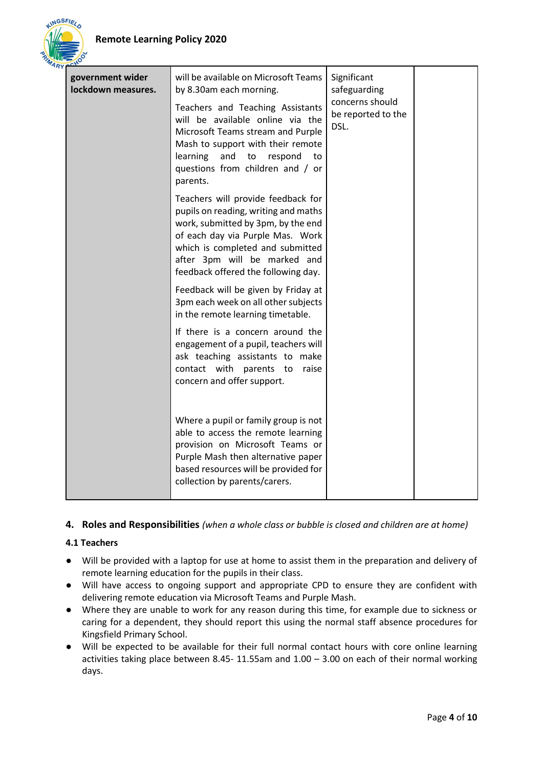| government wider lockdown measures. | will be available on Microsoft Teams by 8.30am each morning.<br><br>Teachers and Teaching Assistants will be available online via the Microsoft Teams stream and Purple Mash to support with their remote learning and to respond to questions from children and / or parents.<br><br>Teachers will provide feedback for pupils on reading, writing and maths work, submitted by 3pm, by the end of each day via Purple Mas. Work which is completed and submitted after 3pm will be marked and feedback offered the following day.<br><br>Feedback will be given by Friday at 3pm each week on all other subjects in the remote learning timetable.<br><br>If there is a concern around the engagement of a pupil, teachers will ask teaching assistants to make contact with parents to raise concern and offer support.<br><br>Where a pupil or family group is not able to access the remote learning provision on Microsoft Teams or Purple Mash then alternative paper based resources will be provided for collection by parents/carers. | Significant safeguarding concerns should be reported to the DSL. | |
|---|---|---|---|

## 4. Roles and Responsibilities *(when a whole class or bubble is closed and children are at home)*

### 4.1 Teachers

- Will be provided with a laptop for use at home to assist them in the preparation and delivery of remote learning education for the pupils in their class.
- Will have access to ongoing support and appropriate CPD to ensure they are confident with delivering remote education via Microsoft Teams and Purple Mash.
- Where they are unable to work for any reason during this time, for example due to sickness or caring for a dependent, they should report this using the normal staff absence procedures for Kingsfield Primary School.
- Will be expected to be available for their full normal contact hours with core online learning activities taking place between 8.45- 11.55am and 1.00 – 3.00 on each of their normal working days.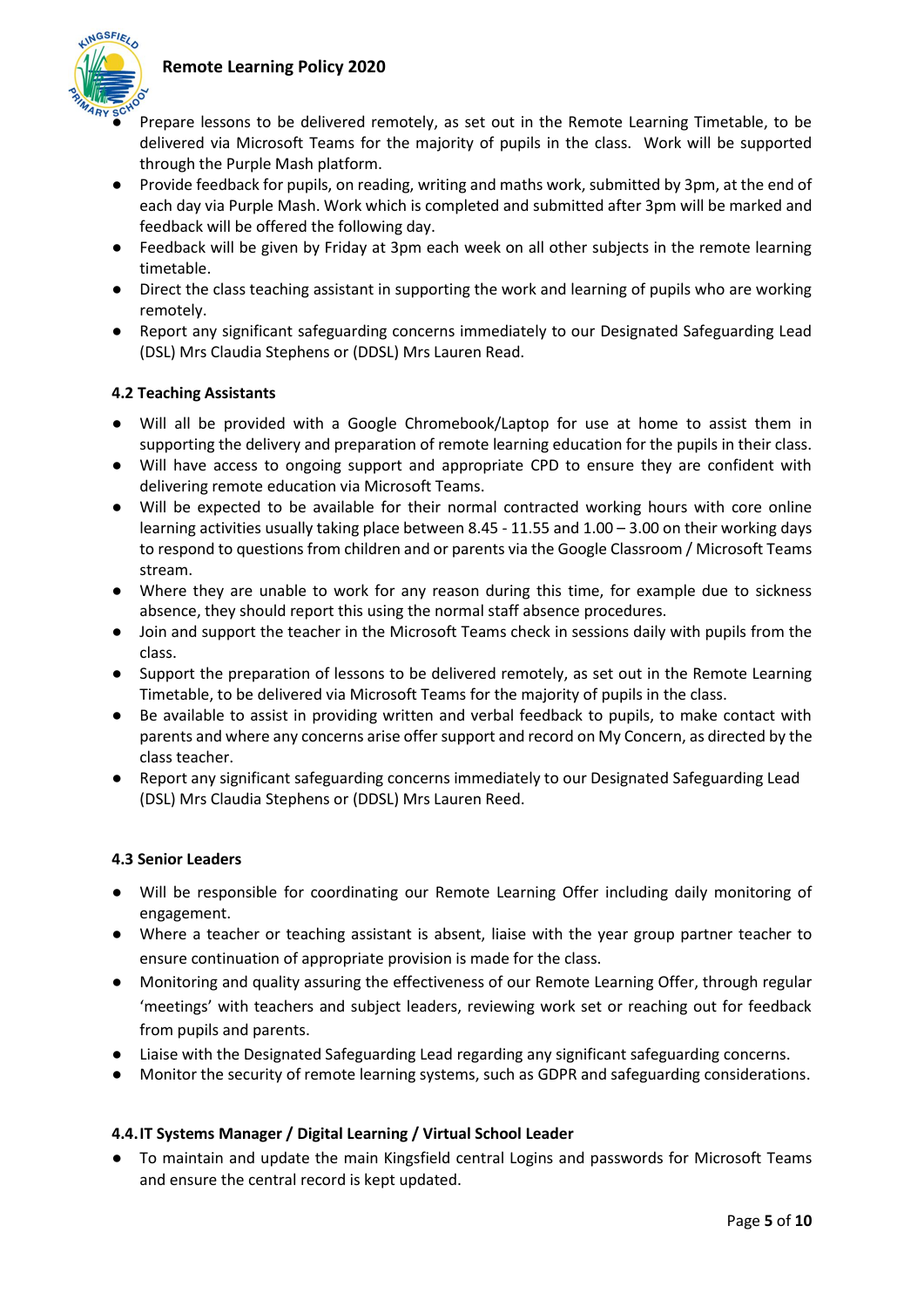- Prepare lessons to be delivered remotely, as set out in the Remote Learning Timetable, to be delivered via Microsoft Teams for the majority of pupils in the class. Work will be supported through the Purple Mash platform.
- Provide feedback for pupils, on reading, writing and maths work, submitted by 3pm, at the end of each day via Purple Mash. Work which is completed and submitted after 3pm will be marked and feedback will be offered the following day.
- Feedback will be given by Friday at 3pm each week on all other subjects in the remote learning timetable.
- Direct the class teaching assistant in supporting the work and learning of pupils who are working remotely.
- Report any significant safeguarding concerns immediately to our Designated Safeguarding Lead (DSL) Mrs Claudia Stephens or (DDSL) Mrs Lauren Read.

### 4.2 Teaching Assistants

- Will all be provided with a Google Chromebook/Laptop for use at home to assist them in supporting the delivery and preparation of remote learning education for the pupils in their class.
- Will have access to ongoing support and appropriate CPD to ensure they are confident with delivering remote education via Microsoft Teams.
- Will be expected to be available for their normal contracted working hours with core online learning activities usually taking place between 8.45 - 11.55 and 1.00 – 3.00 on their working days to respond to questions from children and or parents via the Google Classroom / Microsoft Teams stream.
- Where they are unable to work for any reason during this time, for example due to sickness absence, they should report this using the normal staff absence procedures.
- Join and support the teacher in the Microsoft Teams check in sessions daily with pupils from the class.
- Support the preparation of lessons to be delivered remotely, as set out in the Remote Learning Timetable, to be delivered via Microsoft Teams for the majority of pupils in the class.
- Be available to assist in providing written and verbal feedback to pupils, to make contact with parents and where any concerns arise offer support and record on My Concern, as directed by the class teacher.
- Report any significant safeguarding concerns immediately to our Designated Safeguarding Lead (DSL) Mrs Claudia Stephens or (DDSL) Mrs Lauren Reed.

### 4.3 Senior Leaders

- Will be responsible for coordinating our Remote Learning Offer including daily monitoring of engagement.
- Where a teacher or teaching assistant is absent, liaise with the year group partner teacher to ensure continuation of appropriate provision is made for the class.
- Monitoring and quality assuring the effectiveness of our Remote Learning Offer, through regular 'meetings' with teachers and subject leaders, reviewing work set or reaching out for feedback from pupils and parents.
- Liaise with the Designated Safeguarding Lead regarding any significant safeguarding concerns.
- Monitor the security of remote learning systems, such as GDPR and safeguarding considerations.

### 4.4. IT Systems Manager / Digital Learning / Virtual School Leader

- To maintain and update the main Kingsfield central Logins and passwords for Microsoft Teams and ensure the central record is kept updated.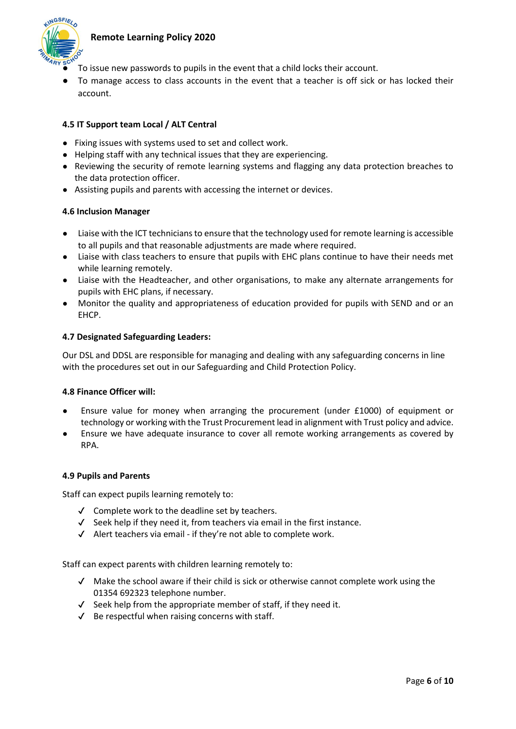- To issue new passwords to pupils in the event that a child locks their account.
- To manage access to class accounts in the event that a teacher is off sick or has locked their account.

**4.5 IT Support team Local / ALT Central**

- Fixing issues with systems used to set and collect work.
- Helping staff with any technical issues that they are experiencing.
- Reviewing the security of remote learning systems and flagging any data protection breaches to the data protection officer.
- Assisting pupils and parents with accessing the internet or devices.

**4.6 Inclusion Manager**

- Liaise with the ICT technicians to ensure that the technology used for remote learning is accessible to all pupils and that reasonable adjustments are made where required.
- Liaise with class teachers to ensure that pupils with EHC plans continue to have their needs met while learning remotely.
- Liaise with the Headteacher, and other organisations, to make any alternate arrangements for pupils with EHC plans, if necessary.
- Monitor the quality and appropriateness of education provided for pupils with SEND and or an EHCP.

**4.7 Designated Safeguarding Leaders:**

Our DSL and DDSL are responsible for managing and dealing with any safeguarding concerns in line with the procedures set out in our Safeguarding and Child Protection Policy.

**4.8 Finance Officer will:**

- Ensure value for money when arranging the procurement (under £1000) of equipment or technology or working with the Trust Procurement lead in alignment with Trust policy and advice.
- Ensure we have adequate insurance to cover all remote working arrangements as covered by RPA.

**4.9 Pupils and Parents**

Staff can expect pupils learning remotely to:

- ✓ Complete work to the deadline set by teachers.
- ✓ Seek help if they need it, from teachers via email in the first instance.
- ✓ Alert teachers via email - if they're not able to complete work.

Staff can expect parents with children learning remotely to:

- ✓ Make the school aware if their child is sick or otherwise cannot complete work using the 01354 692323 telephone number.
- ✓ Seek help from the appropriate member of staff, if they need it.
- ✓ Be respectful when raising concerns with staff.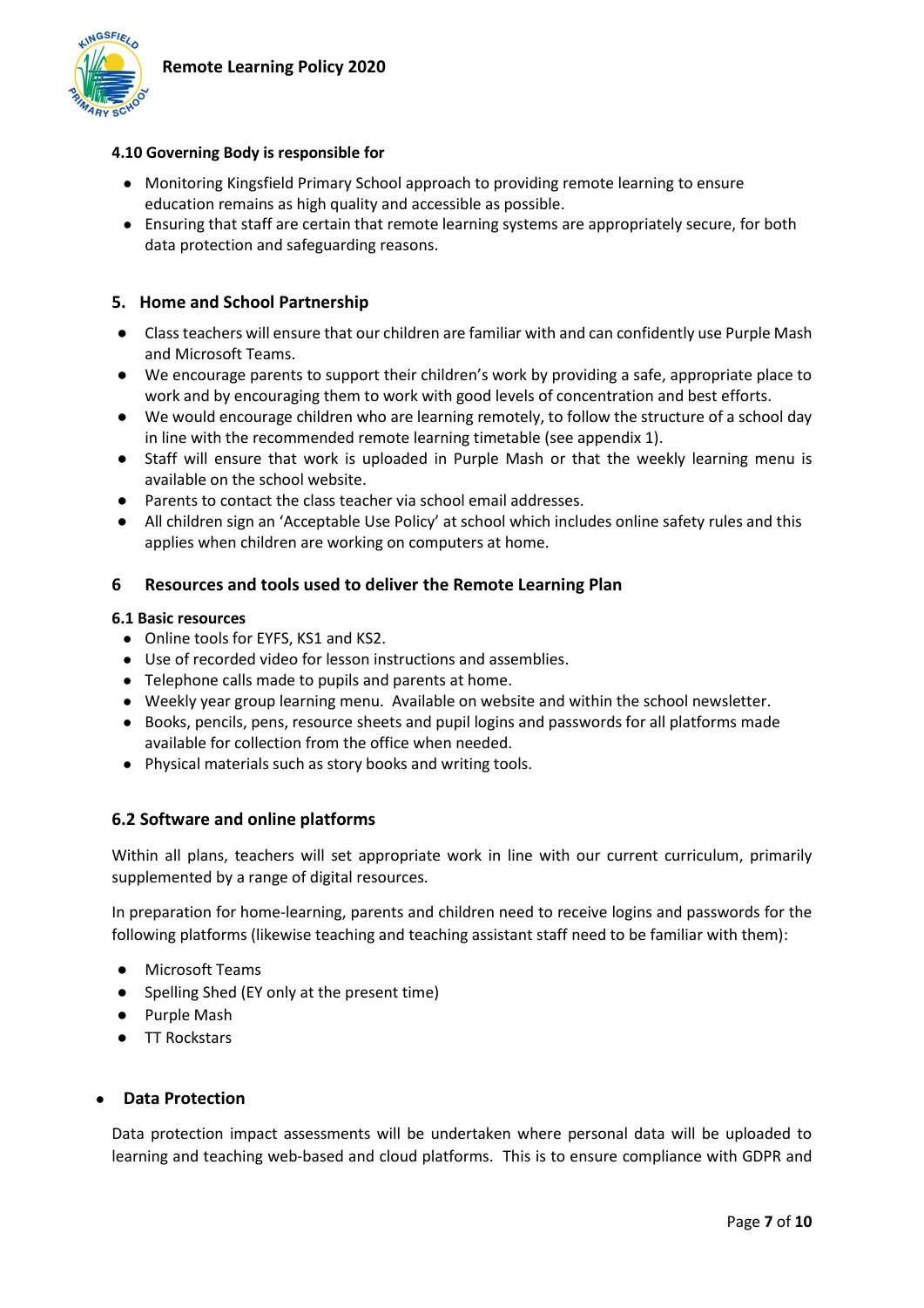#### 4.10 Governing Body is responsible for

- Monitoring Kingsfield Primary School approach to providing remote learning to ensure education remains as high quality and accessible as possible.
- Ensuring that staff are certain that remote learning systems are appropriately secure, for both data protection and safeguarding reasons.

## 5. Home and School Partnership

- Class teachers will ensure that our children are familiar with and can confidently use Purple Mash and Microsoft Teams.
- We encourage parents to support their children's work by providing a safe, appropriate place to work and by encouraging them to work with good levels of concentration and best efforts.
- We would encourage children who are learning remotely, to follow the structure of a school day in line with the recommended remote learning timetable (see appendix 1).
- Staff will ensure that work is uploaded in Purple Mash or that the weekly learning menu is available on the school website.
- Parents to contact the class teacher via school email addresses.
- All children sign an 'Acceptable Use Policy' at school which includes online safety rules and this applies when children are working on computers at home.

## 6 Resources and tools used to deliver the Remote Learning Plan

#### 6.1 Basic resources

- Online tools for EYFS, KS1 and KS2.
- Use of recorded video for lesson instructions and assemblies.
- Telephone calls made to pupils and parents at home.
- Weekly year group learning menu. Available on website and within the school newsletter.
- Books, pencils, pens, resource sheets and pupil logins and passwords for all platforms made available for collection from the office when needed.
- Physical materials such as story books and writing tools.

### 6.2 Software and online platforms

Within all plans, teachers will set appropriate work in line with our current curriculum, primarily supplemented by a range of digital resources.

In preparation for home-learning, parents and children need to receive logins and passwords for the following platforms (likewise teaching and teaching assistant staff need to be familiar with them):

- Microsoft Teams
- Spelling Shed (EY only at the present time)
- Purple Mash
- TT Rockstars

### Data Protection

Data protection impact assessments will be undertaken where personal data will be uploaded to learning and teaching web-based and cloud platforms. This is to ensure compliance with GDPR and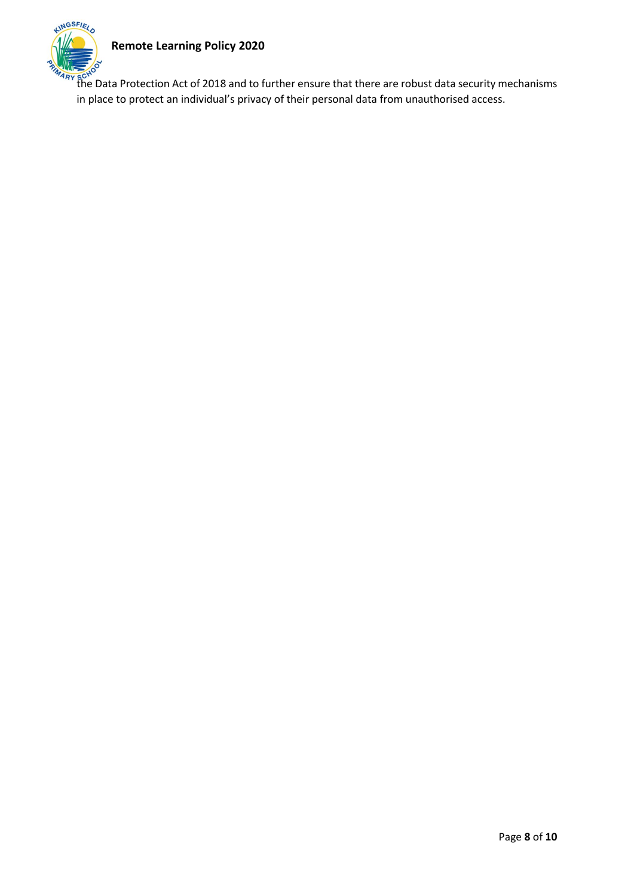the Data Protection Act of 2018 and to further ensure that there are robust data security mechanisms in place to protect an individual's privacy of their personal data from unauthorised access.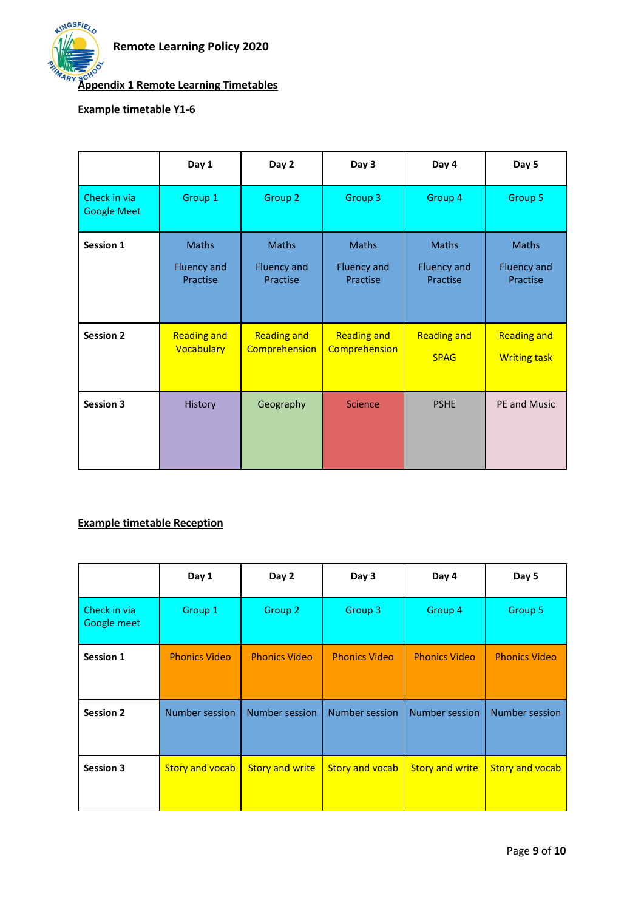**Remote Learning Policy 2020**

## Appendix 1 Remote Learning Timetables

### Example timetable Y1-6

| | Day 1 | Day 2 | Day 3 | Day 4 | Day 5 |
|---|---|---|---|---|---|
| Check in via Google Meet | Group 1 | Group 2 | Group 3 | Group 4 | Group 5 |
| **Session 1** | Maths<br>Fluency and Practise | Maths<br>Fluency and Practise | Maths<br>Fluency and Practise | Maths<br>Fluency and Practise | Maths<br>Fluency and Practise |
| **Session 2** | Reading and Vocabulary | Reading and Comprehension | Reading and Comprehension | Reading and<br>SPAG | Reading and<br>Writing task |
| **Session 3** | History | Geography | Science | PSHE | PE and Music |

### Example timetable Reception

| | Day 1 | Day 2 | Day 3 | Day 4 | Day 5 |
|---|---|---|---|---|---|
| Check in via Google meet | Group 1 | Group 2 | Group 3 | Group 4 | Group 5 |
| **Session 1** | Phonics Video | Phonics Video | Phonics Video | Phonics Video | Phonics Video |
| **Session 2** | Number session | Number session | Number session | Number session | Number session |
| **Session 3** | Story and vocab | Story and write | Story and vocab | Story and write | Story and vocab |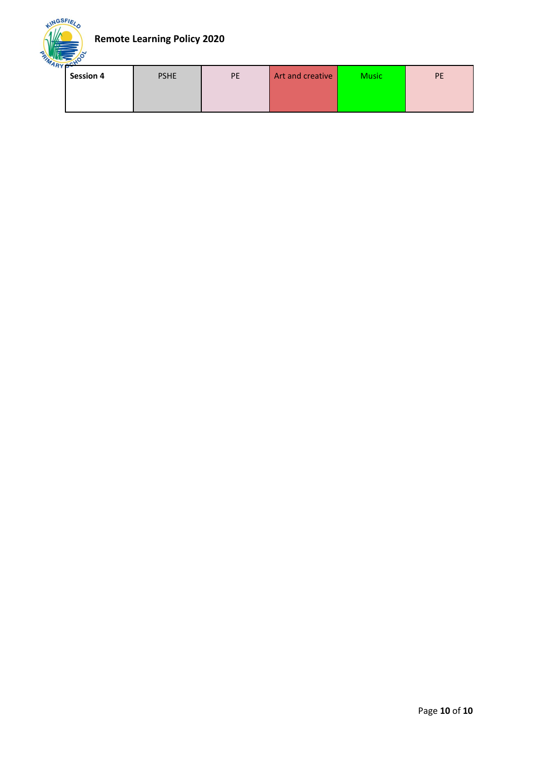| | | | | | |
|---|---|---|---|---|---|
| **Session 4** | PSHE | PE | Art and creative | Music | PE |